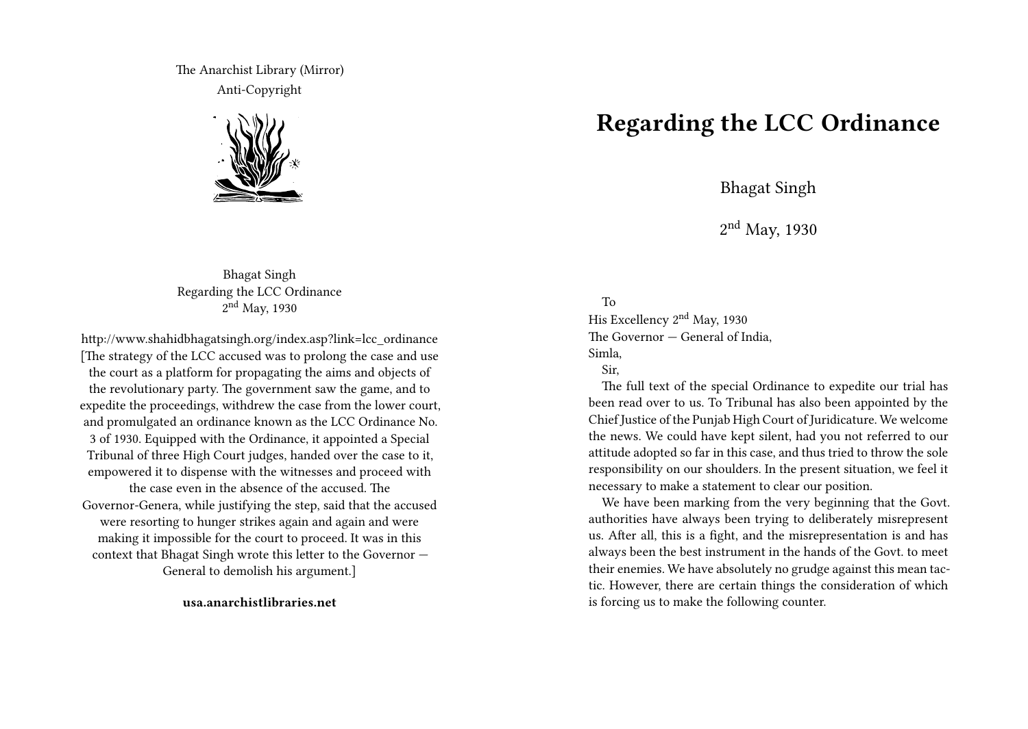The Anarchist Library (Mirror)
Anti-Copyright

Bhagat Singh
Regarding the LCC Ordinance
2nd May, 1930

http://www.shahidbhagatsingh.org/index.asp?link=lcc_ordinance
[The strategy of the LCC accused was to prolong the case and use the court as a platform for propagating the aims and objects of the revolutionary party. The government saw the game, and to expedite the proceedings, withdrew the case from the lower court, and promulgated an ordinance known as the LCC Ordinance No. 3 of 1930. Equipped with the Ordinance, it appointed a Special Tribunal of three High Court judges, handed over the case to it, empowered it to dispense with the witnesses and proceed with the case even in the absence of the accused. The Governor-Genera, while justifying the step, said that the accused were resorting to hunger strikes again and again and were making it impossible for the court to proceed. It was in this context that Bhagat Singh wrote this letter to the Governor — General to demolish his argument.]

**usa.anarchistlibraries.net**

# Regarding the LCC Ordinance

Bhagat Singh

2nd May, 1930

To
His Excellency 2nd May, 1930
The Governor — General of India,
Simla,

Sir,

The full text of the special Ordinance to expedite our trial has been read over to us. To Tribunal has also been appointed by the Chief Justice of the Punjab High Court of Juridicature. We welcome the news. We could have kept silent, had you not referred to our attitude adopted so far in this case, and thus tried to throw the sole responsibility on our shoulders. In the present situation, we feel it necessary to make a statement to clear our position.

We have been marking from the very beginning that the Govt. authorities have always been trying to deliberately misrepresent us. After all, this is a fight, and the misrepresentation is and has always been the best instrument in the hands of the Govt. to meet their enemies. We have absolutely no grudge against this mean tactic. However, there are certain things the consideration of which is forcing us to make the following counter.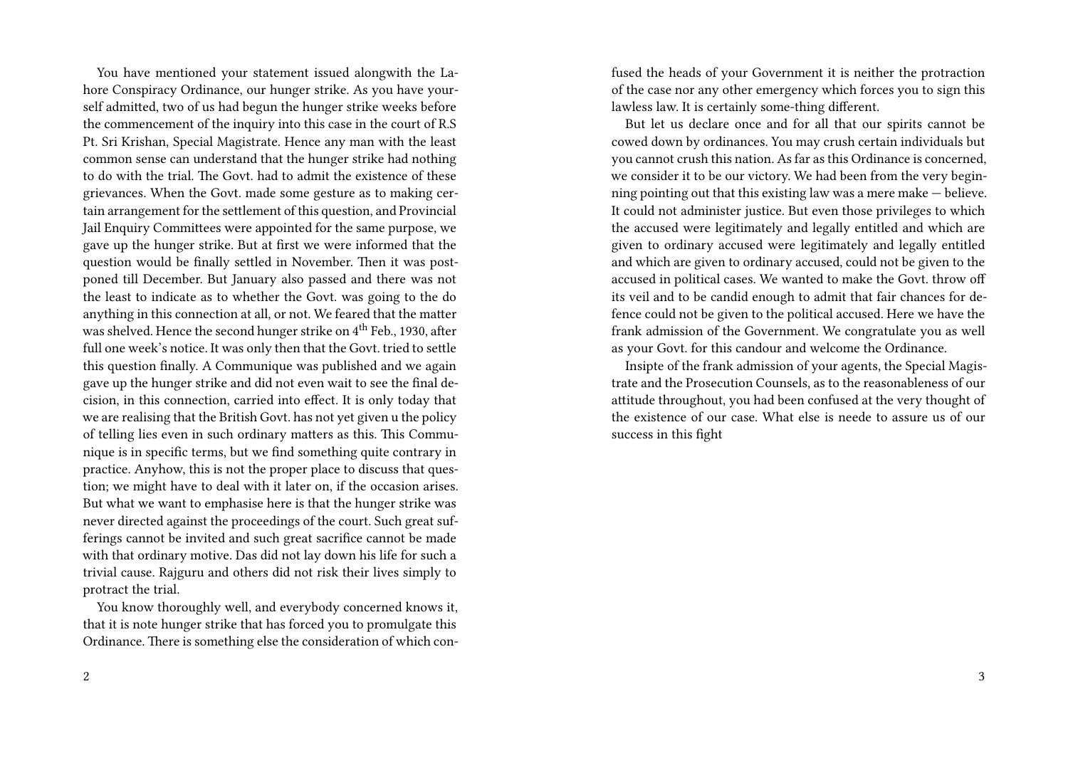You have mentioned your statement issued alongwith the Lahore Conspiracy Ordinance, our hunger strike. As you have yourself admitted, two of us had begun the hunger strike weeks before the commencement of the inquiry into this case in the court of R.S Pt. Sri Krishan, Special Magistrate. Hence any man with the least common sense can understand that the hunger strike had nothing to do with the trial. The Govt. had to admit the existence of these grievances. When the Govt. made some gesture as to making certain arrangement for the settlement of this question, and Provincial Jail Enquiry Committees were appointed for the same purpose, we gave up the hunger strike. But at first we were informed that the question would be finally settled in November. Then it was postponed till December. But January also passed and there was not the least to indicate as to whether the Govt. was going to the do anything in this connection at all, or not. We feared that the matter was shelved. Hence the second hunger strike on 4th Feb., 1930, after full one week's notice. It was only then that the Govt. tried to settle this question finally. A Communique was published and we again gave up the hunger strike and did not even wait to see the final decision, in this connection, carried into effect. It is only today that we are realising that the British Govt. has not yet given u the policy of telling lies even in such ordinary matters as this. This Communique is in specific terms, but we find something quite contrary in practice. Anyhow, this is not the proper place to discuss that question; we might have to deal with it later on, if the occasion arises. But what we want to emphasise here is that the hunger strike was never directed against the proceedings of the court. Such great sufferings cannot be invited and such great sacrifice cannot be made with that ordinary motive. Das did not lay down his life for such a trivial cause. Rajguru and others did not risk their lives simply to protract the trial.

You know thoroughly well, and everybody concerned knows it, that it is note hunger strike that has forced you to promulgate this Ordinance. There is something else the consideration of which confused the heads of your Government it is neither the protraction of the case nor any other emergency which forces you to sign this lawless law. It is certainly some-thing different.

But let us declare once and for all that our spirits cannot be cowed down by ordinances. You may crush certain individuals but you cannot crush this nation. As far as this Ordinance is concerned, we consider it to be our victory. We had been from the very beginning pointing out that this existing law was a mere make — believe. It could not administer justice. But even those privileges to which the accused were legitimately and legally entitled and which are given to ordinary accused were legitimately and legally entitled and which are given to ordinary accused, could not be given to the accused in political cases. We wanted to make the Govt. throw off its veil and to be candid enough to admit that fair chances for defence could not be given to the political accused. Here we have the frank admission of the Government. We congratulate you as well as your Govt. for this candour and welcome the Ordinance.

Insipte of the frank admission of your agents, the Special Magistrate and the Prosecution Counsels, as to the reasonableness of our attitude throughout, you had been confused at the very thought of the existence of our case. What else is neede to assure us of our success in this fight